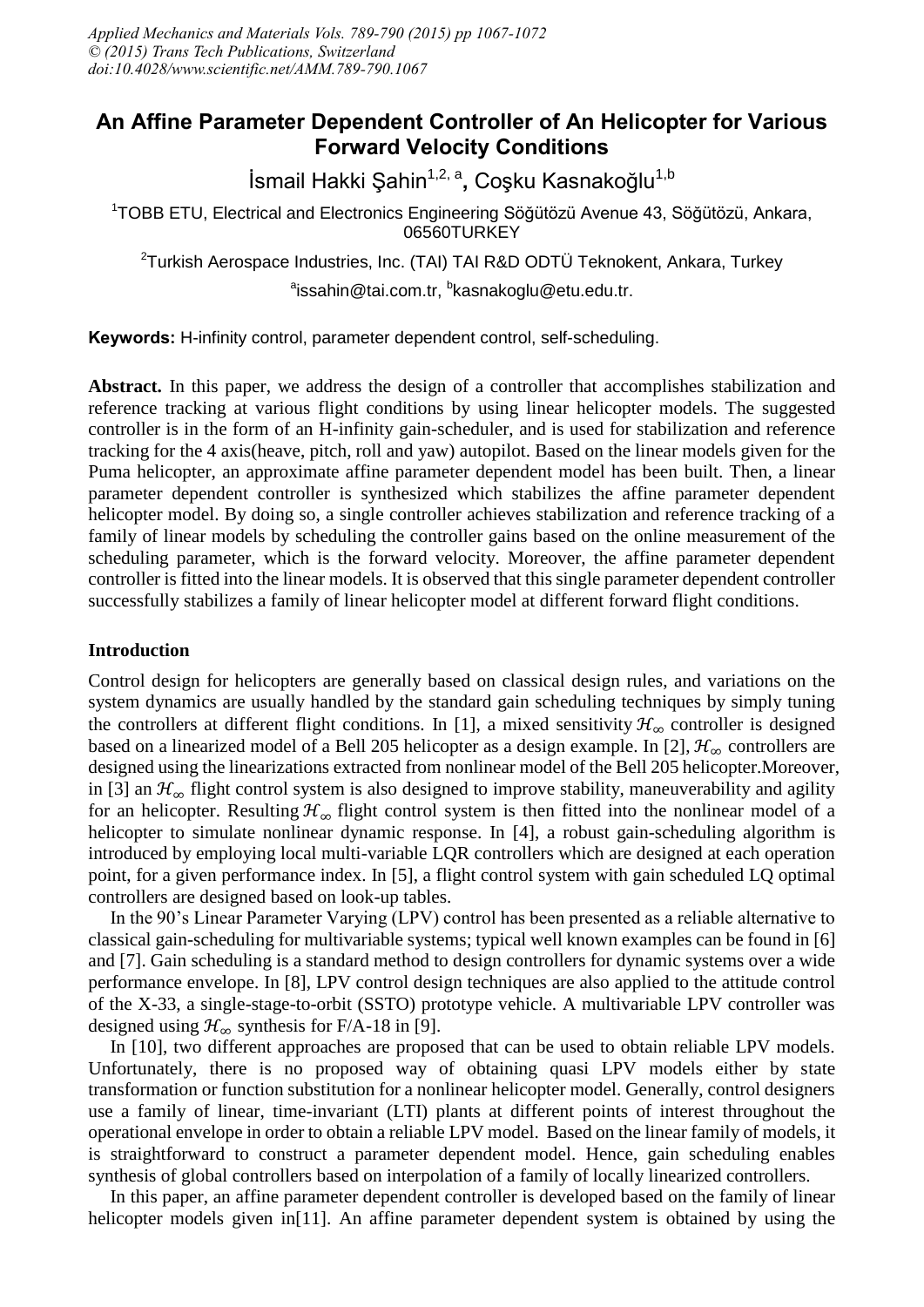# An Affine Parameter Dependent Controller of An Helicopter for Various Forward Velocity Conditions

İsmail Hakki Şahin[1,2,a], Coşku Kasnakoğlu[1,b]

[1]TOBB ETU, Electrical and Electronics Engineering Söğütözü Avenue 43, Söğütözü, Ankara, 06560TURKEY

[2]Turkish Aerospace Industries, Inc. (TAI) TAI R&D ODTÜ Teknokent, Ankara, Turkey

[a]issahin@tai.com.tr, [b]kasnakoglu@etu.edu.tr.

**Keywords:** H-infinity control, parameter dependent control, self-scheduling.

**Abstract.** In this paper, we address the design of a controller that accomplishes stabilization and reference tracking at various flight conditions by using linear helicopter models. The suggested controller is in the form of an H-infinity gain-scheduler, and is used for stabilization and reference tracking for the 4 axis(heave, pitch, roll and yaw) autopilot. Based on the linear models given for the Puma helicopter, an approximate affine parameter dependent model has been built. Then, a linear parameter dependent controller is synthesized which stabilizes the affine parameter dependent helicopter model. By doing so, a single controller achieves stabilization and reference tracking of a family of linear models by scheduling the controller gains based on the online measurement of the scheduling parameter, which is the forward velocity. Moreover, the affine parameter dependent controller is fitted into the linear models. It is observed that this single parameter dependent controller successfully stabilizes a family of linear helicopter model at different forward flight conditions.

## Introduction

Control design for helicopters are generally based on classical design rules, and variations on the system dynamics are usually handled by the standard gain scheduling techniques by simply tuning the controllers at different flight conditions. In [1], a mixed sensitivity $\mathcal{H}_\infty$ controller is designed based on a linearized model of a Bell 205 helicopter as a design example. In [2], $\mathcal{H}_\infty$ controllers are designed using the linearizations extracted from nonlinear model of the Bell 205 helicopter.Moreover, in [3] an $\mathcal{H}_\infty$ flight control system is also designed to improve stability, maneuverability and agility for an helicopter. Resulting $\mathcal{H}_\infty$ flight control system is then fitted into the nonlinear model of a helicopter to simulate nonlinear dynamic response. In [4], a robust gain-scheduling algorithm is introduced by employing local multi-variable LQR controllers which are designed at each operation point, for a given performance index. In [5], a flight control system with gain scheduled LQ optimal controllers are designed based on look-up tables.

In the 90's Linear Parameter Varying (LPV) control has been presented as a reliable alternative to classical gain-scheduling for multivariable systems; typical well known examples can be found in [6] and [7]. Gain scheduling is a standard method to design controllers for dynamic systems over a wide performance envelope. In [8], LPV control design techniques are also applied to the attitude control of the X-33, a single-stage-to-orbit (SSTO) prototype vehicle. A multivariable LPV controller was designed using $\mathcal{H}_\infty$ synthesis for F/A-18 in [9].

In [10], two different approaches are proposed that can be used to obtain reliable LPV models. Unfortunately, there is no proposed way of obtaining quasi LPV models either by state transformation or function substitution for a nonlinear helicopter model. Generally, control designers use a family of linear, time-invariant (LTI) plants at different points of interest throughout the operational envelope in order to obtain a reliable LPV model. Based on the linear family of models, it is straightforward to construct a parameter dependent model. Hence, gain scheduling enables synthesis of global controllers based on interpolation of a family of locally linearized controllers.

In this paper, an affine parameter dependent controller is developed based on the family of linear helicopter models given in[11]. An affine parameter dependent system is obtained by using the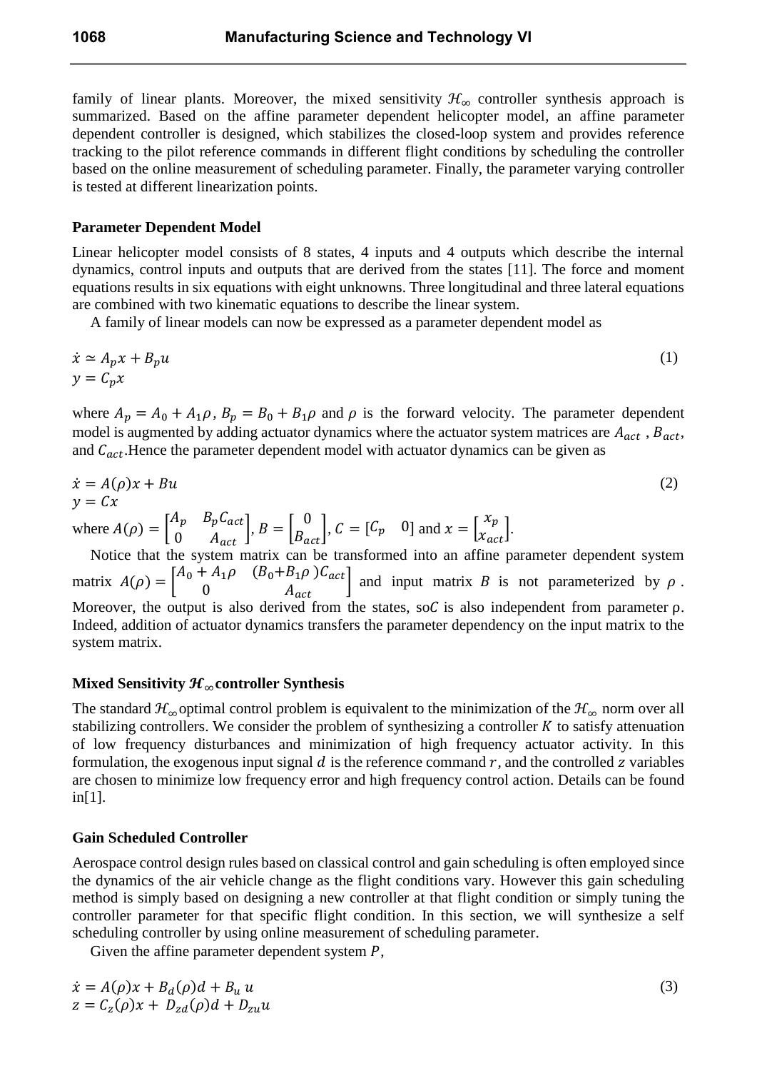family of linear plants. Moreover, the mixed sensitivity $\mathcal{H}_\infty$ controller synthesis approach is summarized. Based on the affine parameter dependent helicopter model, an affine parameter dependent controller is designed, which stabilizes the closed-loop system and provides reference tracking to the pilot reference commands in different flight conditions by scheduling the controller based on the online measurement of scheduling parameter. Finally, the parameter varying controller is tested at different linearization points.

### Parameter Dependent Model

Linear helicopter model consists of 8 states, 4 inputs and 4 outputs which describe the internal dynamics, control inputs and outputs that are derived from the states [11]. The force and moment equations results in six equations with eight unknowns. Three longitudinal and three lateral equations are combined with two kinematic equations to describe the linear system.

A family of linear models can now be expressed as a parameter dependent model as

$$\begin{aligned} \dot{x} &\simeq A_p x + B_p u \\ y &= C_p x \end{aligned} \tag{1}$$

where $A_p = A_0 + A_1\rho$, $B_p = B_0 + B_1\rho$ and $\rho$ is the forward velocity. The parameter dependent model is augmented by adding actuator dynamics where the actuator system matrices are $A_{act}$ , $B_{act}$, and $C_{act}$.Hence the parameter dependent model with actuator dynamics can be given as

$$\begin{aligned} \dot{x} &= A(\rho)x + Bu \\ y &= Cx \end{aligned} \tag{2}$$

where $A(\rho) = \begin{bmatrix} A_p & B_p C_{act} \\ 0 & A_{act} \end{bmatrix}$, $B = \begin{bmatrix} 0 \\ B_{act} \end{bmatrix}$, $C = [C_p \quad 0]$ and $x = \begin{bmatrix} x_p \\ x_{act} \end{bmatrix}$.

Notice that the system matrix can be transformed into an affine parameter dependent system matrix $A(\rho) = \begin{bmatrix} A_0 + A_1\rho & (B_0 + B_1\rho)C_{act} \\ 0 & A_{act} \end{bmatrix}$ and input matrix $B$ is not parameterized by $\rho$. Moreover, the output is also derived from the states, so $C$ is also independent from parameter ρ. Indeed, addition of actuator dynamics transfers the parameter dependency on the input matrix to the system matrix.

### Mixed Sensitivity $\mathcal{H}_\infty$ controller Synthesis

The standard $\mathcal{H}_\infty$ optimal control problem is equivalent to the minimization of the $\mathcal{H}_\infty$ norm over all stabilizing controllers. We consider the problem of synthesizing a controller $K$ to satisfy attenuation of low frequency disturbances and minimization of high frequency actuator activity. In this formulation, the exogenous input signal $d$ is the reference command $r$, and the controlled $z$ variables are chosen to minimize low frequency error and high frequency control action. Details can be found in[1].

### Gain Scheduled Controller

Aerospace control design rules based on classical control and gain scheduling is often employed since the dynamics of the air vehicle change as the flight conditions vary. However this gain scheduling method is simply based on designing a new controller at that flight condition or simply tuning the controller parameter for that specific flight condition. In this section, we will synthesize a self scheduling controller by using online measurement of scheduling parameter.

Given the affine parameter dependent system $P$,

$$\begin{aligned} \dot{x} &= A(\rho)x + B_d(\rho)d + B_u u \\ z &= C_z(\rho)x + D_{zd}(\rho)d + D_{zu}u \end{aligned} \tag{3}$$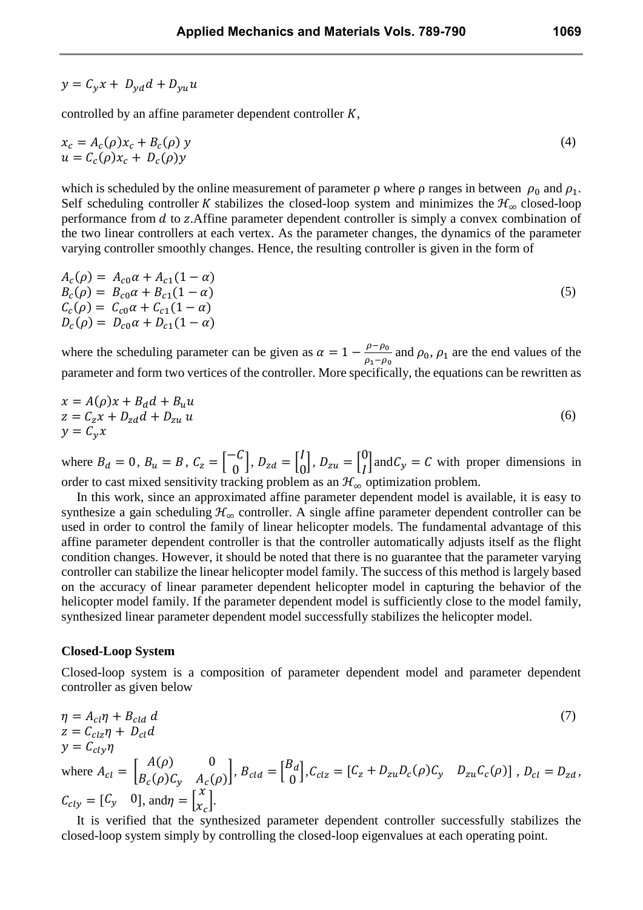$$y = C_y x + D_{yd} d + D_{yu} u$$

controlled by an affine parameter dependent controller $K$,

$$\begin{aligned} x_c &= A_c(\rho) x_c + B_c(\rho)\, y \\ u &= C_c(\rho) x_c + D_c(\rho) y \end{aligned} \tag{4}$$

which is scheduled by the online measurement of parameter ρ where ρ ranges in between $\rho_0$ and $\rho_1$. Self scheduling controller $K$ stabilizes the closed-loop system and minimizes the $\mathcal{H}_\infty$ closed-loop performance from $d$ to $z$.Affine parameter dependent controller is simply a convex combination of the two linear controllers at each vertex. As the parameter changes, the dynamics of the parameter varying controller smoothly changes. Hence, the resulting controller is given in the form of

$$\begin{aligned} A_c(\rho) &= A_{c0}\alpha + A_{c1}(1-\alpha) \\ B_c(\rho) &= B_{c0}\alpha + B_{c1}(1-\alpha) \\ C_c(\rho) &= C_{c0}\alpha + C_{c1}(1-\alpha) \\ D_c(\rho) &= D_{c0}\alpha + D_{c1}(1-\alpha) \end{aligned} \tag{5}$$

where the scheduling parameter can be given as $\alpha = 1 - \frac{\rho - \rho_0}{\rho_1 - \rho_0}$ and $\rho_0$, $\rho_1$ are the end values of the parameter and form two vertices of the controller. More specifically, the equations can be rewritten as

$$\begin{aligned} x &= A(\rho) x + B_d d + B_u u \\ z &= C_z x + D_{zd} d + D_{zu}\, u \\ y &= C_y x \end{aligned} \tag{6}$$

where $B_d = 0$, $B_u = B$, $C_z = \begin{bmatrix} -C \\ 0 \end{bmatrix}$, $D_{zd} = \begin{bmatrix} I \\ 0 \end{bmatrix}$, $D_{zu} = \begin{bmatrix} 0 \\ I \end{bmatrix}$ and $C_y = C$ with proper dimensions in order to cast mixed sensitivity tracking problem as an $\mathcal{H}_\infty$ optimization problem.

In this work, since an approximated affine parameter dependent model is available, it is easy to synthesize a gain scheduling $\mathcal{H}_\infty$ controller. A single affine parameter dependent controller can be used in order to control the family of linear helicopter models. The fundamental advantage of this affine parameter dependent controller is that the controller automatically adjusts itself as the flight condition changes. However, it should be noted that there is no guarantee that the parameter varying controller can stabilize the linear helicopter model family. The success of this method is largely based on the accuracy of linear parameter dependent helicopter model in capturing the behavior of the helicopter model family. If the parameter dependent model is sufficiently close to the model family, synthesized linear parameter dependent model successfully stabilizes the helicopter model.

### Closed-Loop System

Closed-loop system is a composition of parameter dependent model and parameter dependent controller as given below

$$\begin{aligned} \eta &= A_{cl}\eta + B_{cld}\, d \\ z &= C_{clz}\eta + D_{cl} d \\ y &= C_{cly}\eta \end{aligned} \tag{7}$$

where $A_{cl} = \begin{bmatrix} A(\rho) & 0 \\ B_c(\rho) C_y & A_c(\rho) \end{bmatrix}$, $B_{cld} = \begin{bmatrix} B_d \\ 0 \end{bmatrix}$, $C_{clz} = [C_z + D_{zu} D_c(\rho) C_y \quad D_{zu} C_c(\rho)]$, $D_{cl} = D_{zd}$, $C_{cly} = [C_y \quad 0]$, and $\eta = \begin{bmatrix} x \\ x_c \end{bmatrix}$.

It is verified that the synthesized parameter dependent controller successfully stabilizes the closed-loop system simply by controlling the closed-loop eigenvalues at each operating point.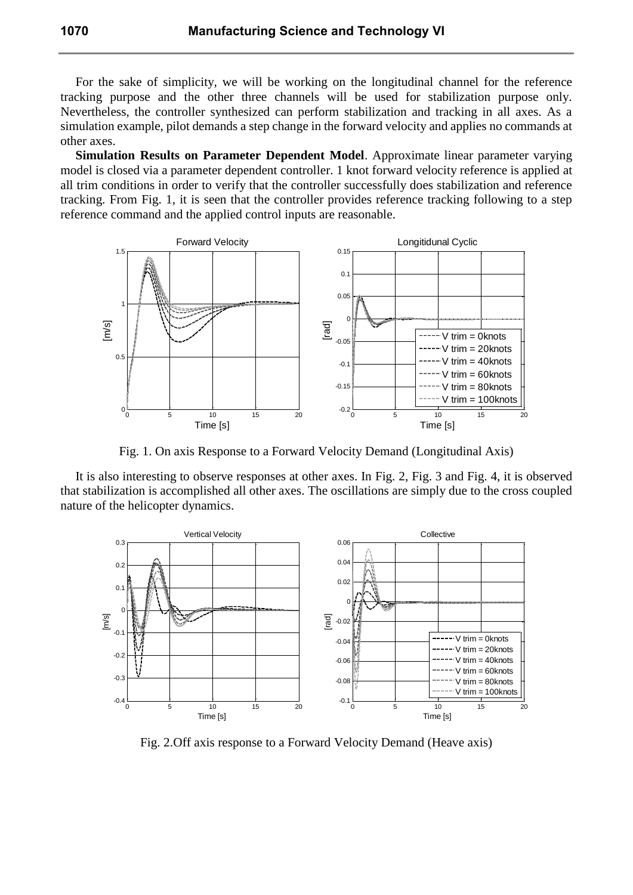For the sake of simplicity, we will be working on the longitudinal channel for the reference tracking purpose and the other three channels will be used for stabilization purpose only. Nevertheless, the controller synthesized can perform stabilization and tracking in all axes. As a simulation example, pilot demands a step change in the forward velocity and applies no commands at other axes.

**Simulation Results on Parameter Dependent Model**. Approximate linear parameter varying model is closed via a parameter dependent controller. 1 knot forward velocity reference is applied at all trim conditions in order to verify that the controller successfully does stabilization and reference tracking. From Fig. 1, it is seen that the controller provides reference tracking following to a step reference command and the applied control inputs are reasonable.

Fig. 1. On axis Response to a Forward Velocity Demand (Longitudinal Axis)

It is also interesting to observe responses at other axes. In Fig. 2, Fig. 3 and Fig. 4, it is observed that stabilization is accomplished all other axes. The oscillations are simply due to the cross coupled nature of the helicopter dynamics.

Fig. 2.Off axis response to a Forward Velocity Demand (Heave axis)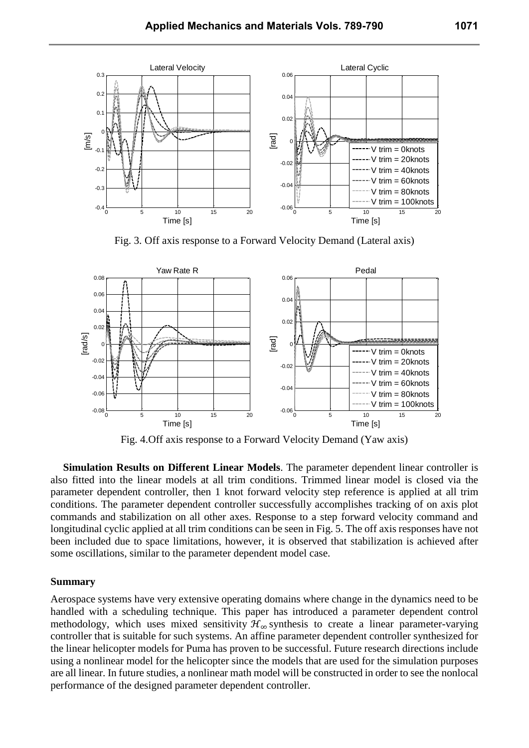Fig. 3. Off axis response to a Forward Velocity Demand (Lateral axis)

Fig. 4.Off axis response to a Forward Velocity Demand (Yaw axis)

**Simulation Results on Different Linear Models**. The parameter dependent linear controller is also fitted into the linear models at all trim conditions. Trimmed linear model is closed via the parameter dependent controller, then 1 knot forward velocity step reference is applied at all trim conditions. The parameter dependent controller successfully accomplishes tracking of on axis plot commands and stabilization on all other axes. Response to a step forward velocity command and longitudinal cyclic applied at all trim conditions can be seen in Fig. 5. The off axis responses have not been included due to space limitations, however, it is observed that stabilization is achieved after some oscillations, similar to the parameter dependent model case.

## Summary

Aerospace systems have very extensive operating domains where change in the dynamics need to be handled with a scheduling technique. This paper has introduced a parameter dependent control methodology, which uses mixed sensitivity $\mathcal{H}_\infty$ synthesis to create a linear parameter-varying controller that is suitable for such systems. An affine parameter dependent controller synthesized for the linear helicopter models for Puma has proven to be successful. Future research directions include using a nonlinear model for the helicopter since the models that are used for the simulation purposes are all linear. In future studies, a nonlinear math model will be constructed in order to see the nonlocal performance of the designed parameter dependent controller.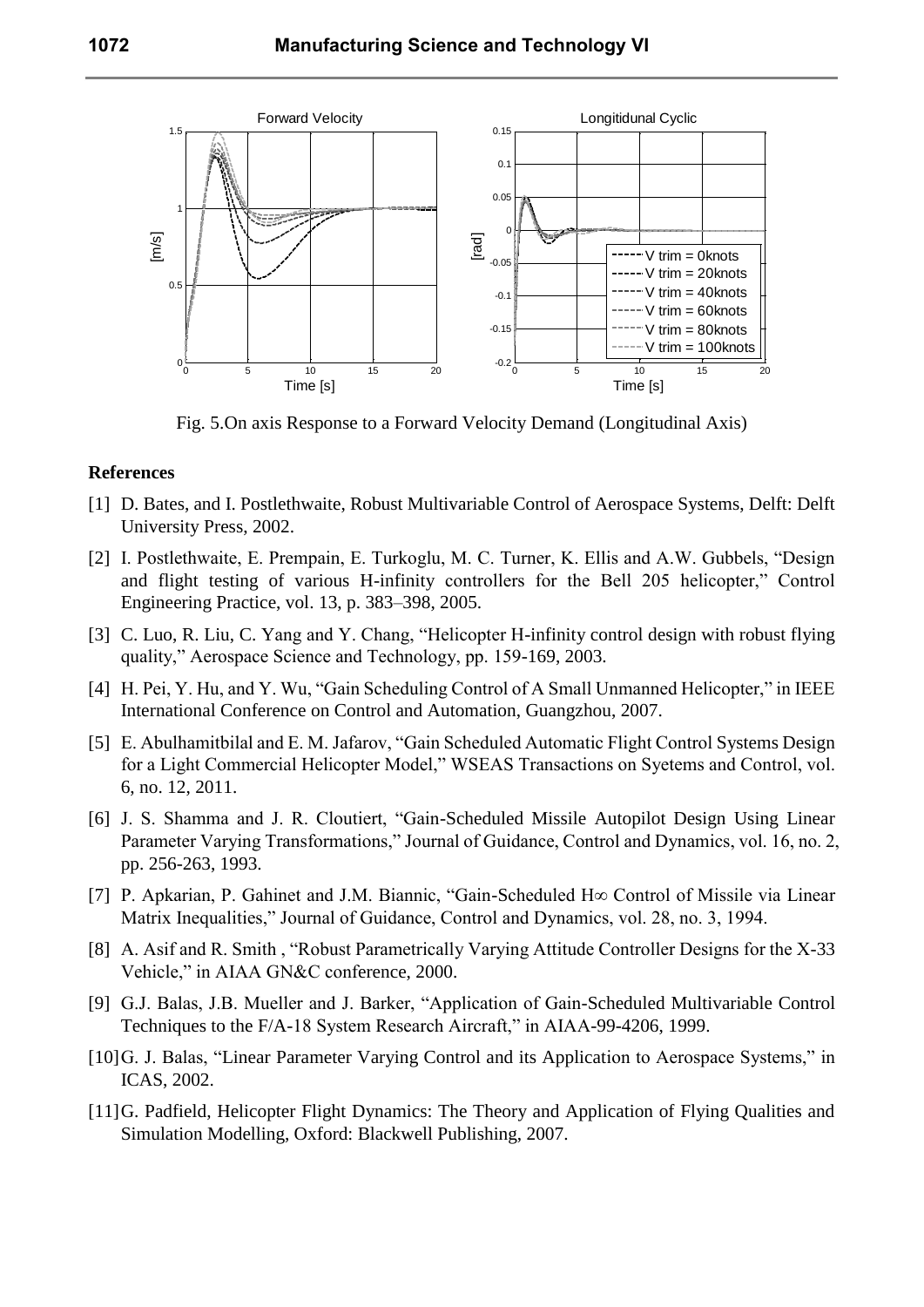Forward Velocity

[m/s]

1.5
1
0.5
0

0 5 10 15 20

Time [s]

Longitidunal Cyclic

[rad]

0.15
0.1
0.05
0
-0.05
-0.1
-0.15
-0.2

0 5 10 15 20

Time [s]

V trim = 0knots
V trim = 20knots
V trim = 40knots
V trim = 60knots
V trim = 80knots
V trim = 100knots

Fig. 5.On axis Response to a Forward Velocity Demand (Longitudinal Axis)

## References

[1] D. Bates, and I. Postlethwaite, Robust Multivariable Control of Aerospace Systems, Delft: Delft University Press, 2002.

[2] I. Postlethwaite, E. Prempain, E. Turkoglu, M. C. Turner, K. Ellis and A.W. Gubbels, "Design and flight testing of various H-infinity controllers for the Bell 205 helicopter," Control Engineering Practice, vol. 13, p. 383–398, 2005.

[3] C. Luo, R. Liu, C. Yang and Y. Chang, "Helicopter H-infinity control design with robust flying quality," Aerospace Science and Technology, pp. 159-169, 2003.

[4] H. Pei, Y. Hu, and Y. Wu, "Gain Scheduling Control of A Small Unmanned Helicopter," in IEEE International Conference on Control and Automation, Guangzhou, 2007.

[5] E. Abulhamitbilal and E. M. Jafarov, "Gain Scheduled Automatic Flight Control Systems Design for a Light Commercial Helicopter Model," WSEAS Transactions on Syetems and Control, vol. 6, no. 12, 2011.

[6] J. S. Shamma and J. R. Cloutiert, "Gain-Scheduled Missile Autopilot Design Using Linear Parameter Varying Transformations," Journal of Guidance, Control and Dynamics, vol. 16, no. 2, pp. 256-263, 1993.

[7] P. Apkarian, P. Gahinet and J.M. Biannic, "Gain-Scheduled H∞ Control of Missile via Linear Matrix Inequalities," Journal of Guidance, Control and Dynamics, vol. 28, no. 3, 1994.

[8] A. Asif and R. Smith , "Robust Parametrically Varying Attitude Controller Designs for the X-33 Vehicle," in AIAA GN&C conference, 2000.

[9] G.J. Balas, J.B. Mueller and J. Barker, "Application of Gain-Scheduled Multivariable Control Techniques to the F/A-18 System Research Aircraft," in AIAA-99-4206, 1999.

[10] G. J. Balas, "Linear Parameter Varying Control and its Application to Aerospace Systems," in ICAS, 2002.

[11] G. Padfield, Helicopter Flight Dynamics: The Theory and Application of Flying Qualities and Simulation Modelling, Oxford: Blackwell Publishing, 2007.